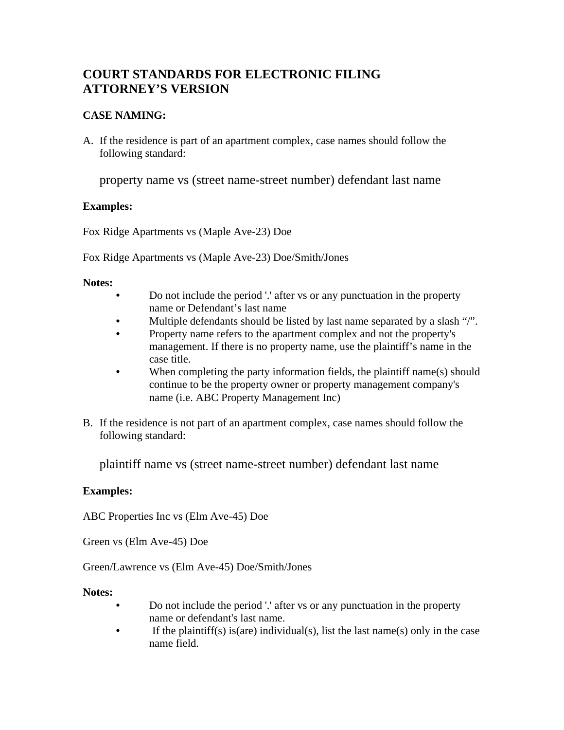# COURT STANDARDS FOR ELECTRONIC FILING ATTORNEY'S VERSION

## CASE NAMING:

A. If the residence is part of an apartment complex, case names should follow the following standard:

   property name vs (street name-street number) defendant last name

**Examples:**

Fox Ridge Apartments vs (Maple Ave-23) Doe

Fox Ridge Apartments vs (Maple Ave-23) Doe/Smith/Jones

**Notes:**

- Do not include the period '.' after vs or any punctuation in the property name or Defendant's last name
- Multiple defendants should be listed by last name separated by a slash "/".
- Property name refers to the apartment complex and not the property's management. If there is no property name, use the plaintiff's name in the case title.
- When completing the party information fields, the plaintiff name(s) should continue to be the property owner or property management company's name (i.e. ABC Property Management Inc)

B. If the residence is not part of an apartment complex, case names should follow the following standard:

   plaintiff name vs (street name-street number) defendant last name

**Examples:**

ABC Properties Inc vs (Elm Ave-45) Doe

Green vs (Elm Ave-45) Doe

Green/Lawrence vs (Elm Ave-45) Doe/Smith/Jones

**Notes:**

- Do not include the period '.' after vs or any punctuation in the property name or defendant's last name.
- If the plaintiff(s) is(are) individual(s), list the last name(s) only in the case name field.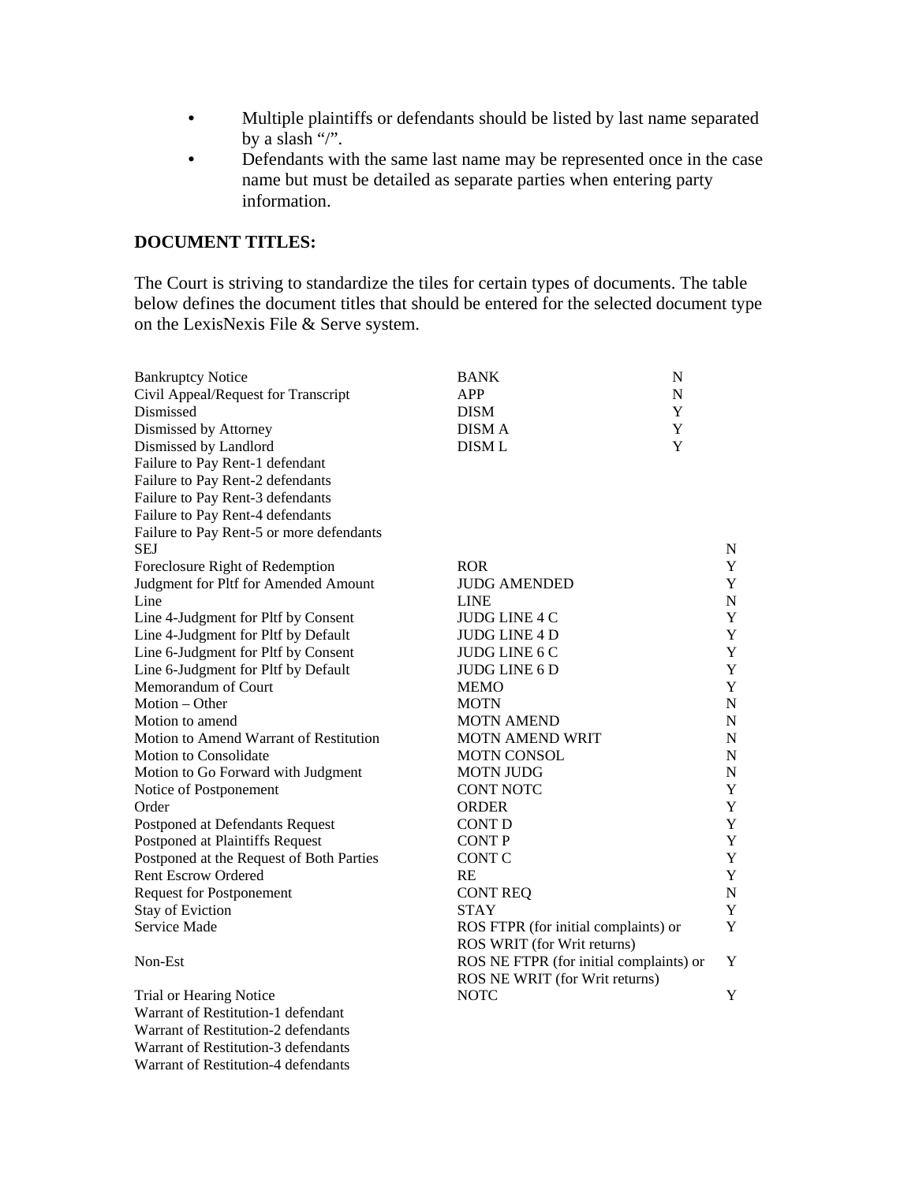- Multiple plaintiffs or defendants should be listed by last name separated by a slash "/".
- Defendants with the same last name may be represented once in the case name but must be detailed as separate parties when entering party information.

**DOCUMENT TITLES:**

The Court is striving to standardize the tiles for certain types of documents. The table below defines the document titles that should be entered for the selected document type on the LexisNexis File & Serve system.

| | | | |
|---|---|---|---|
| Bankruptcy Notice | BANK | N | |
| Civil Appeal/Request for Transcript | APP | N | |
| Dismissed | DISM | Y | |
| Dismissed by Attorney | DISM A | Y | |
| Dismissed by Landlord | DISM L | Y | |
| Failure to Pay Rent-1 defendant | | | |
| Failure to Pay Rent-2 defendants | | | |
| Failure to Pay Rent-3 defendants | | | |
| Failure to Pay Rent-4 defendants | | | |
| Failure to Pay Rent-5 or more defendants | | | |
| SEJ | | | N |
| Foreclosure Right of Redemption | ROR | | Y |
| Judgment for Pltf for Amended Amount | JUDG AMENDED | | Y |
| Line | LINE | | N |
| Line 4-Judgment for Pltf by Consent | JUDG LINE 4 C | | Y |
| Line 4-Judgment for Pltf by Default | JUDG LINE 4 D | | Y |
| Line 6-Judgment for Pltf by Consent | JUDG LINE 6 C | | Y |
| Line 6-Judgment for Pltf by Default | JUDG LINE 6 D | | Y |
| Memorandum of Court | MEMO | | Y |
| Motion – Other | MOTN | | N |
| Motion to amend | MOTN AMEND | | N |
| Motion to Amend Warrant of Restitution | MOTN AMEND WRIT | | N |
| Motion to Consolidate | MOTN CONSOL | | N |
| Motion to Go Forward with Judgment | MOTN JUDG | | N |
| Notice of Postponement | CONT NOTC | | Y |
| Order | ORDER | | Y |
| Postponed at Defendants Request | CONT D | | Y |
| Postponed at Plaintiffs Request | CONT P | | Y |
| Postponed at the Request of Both Parties | CONT C | | Y |
| Rent Escrow Ordered | RE | | Y |
| Request for Postponement | CONT REQ | | N |
| Stay of Eviction | STAY | | Y |
| Service Made | ROS FTPR (for initial complaints) or ROS WRIT (for Writ returns) | | Y |
| Non-Est | ROS NE FTPR (for initial complaints) or ROS NE WRIT (for Writ returns) | | Y |
| Trial or Hearing Notice | NOTC | | Y |
| Warrant of Restitution-1 defendant | | | |
| Warrant of Restitution-2 defendants | | | |
| Warrant of Restitution-3 defendants | | | |
| Warrant of Restitution-4 defendants | | | |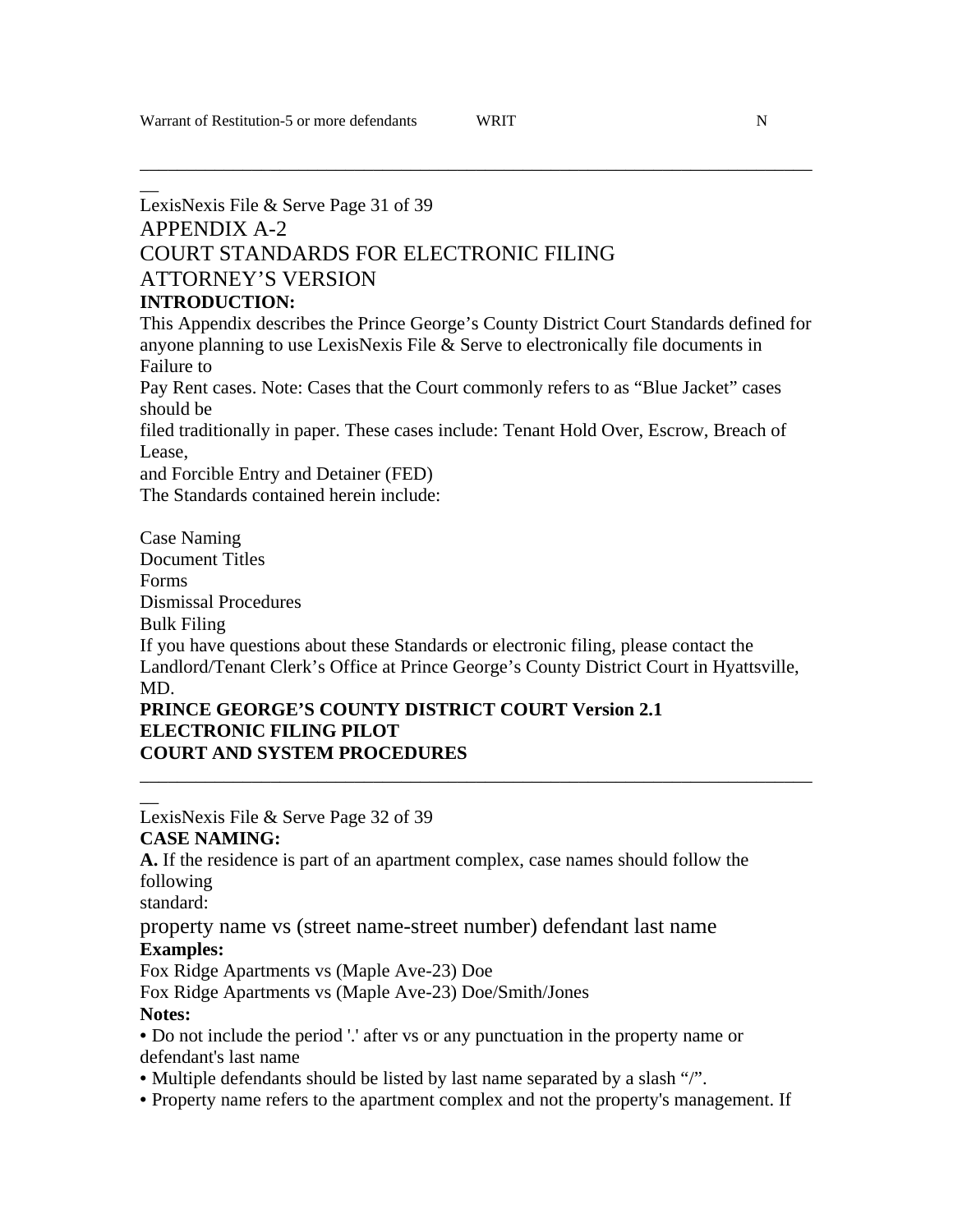Warrant of Restitution-5 or more defendants WRIT N

APPENDIX A-2

COURT STANDARDS FOR ELECTRONIC FILING

ATTORNEY'S VERSION

**INTRODUCTION:**

This Appendix describes the Prince George's County District Court Standards defined for anyone planning to use LexisNexis File & Serve to electronically file documents in Failure to Pay Rent cases. Note: Cases that the Court commonly refers to as "Blue Jacket" cases should be filed traditionally in paper. These cases include: Tenant Hold Over, Escrow, Breach of Lease, and Forcible Entry and Detainer (FED)

The Standards contained herein include:

Case Naming
Document Titles
Forms
Dismissal Procedures
Bulk Filing

If you have questions about these Standards or electronic filing, please contact the Landlord/Tenant Clerk's Office at Prince George's County District Court in Hyattsville, MD.

**PRINCE GEORGE'S COUNTY DISTRICT COURT Version 2.1**
**ELECTRONIC FILING PILOT**
**COURT AND SYSTEM PROCEDURES**

**CASE NAMING:**

**A.** If the residence is part of an apartment complex, case names should follow the following standard:

property name vs (street name-street number) defendant last name

**Examples:**

Fox Ridge Apartments vs (Maple Ave-23) Doe
Fox Ridge Apartments vs (Maple Ave-23) Doe/Smith/Jones

**Notes:**

- Do not include the period '.' after vs or any punctuation in the property name or defendant's last name
- Multiple defendants should be listed by last name separated by a slash "/".
- Property name refers to the apartment complex and not the property's management. If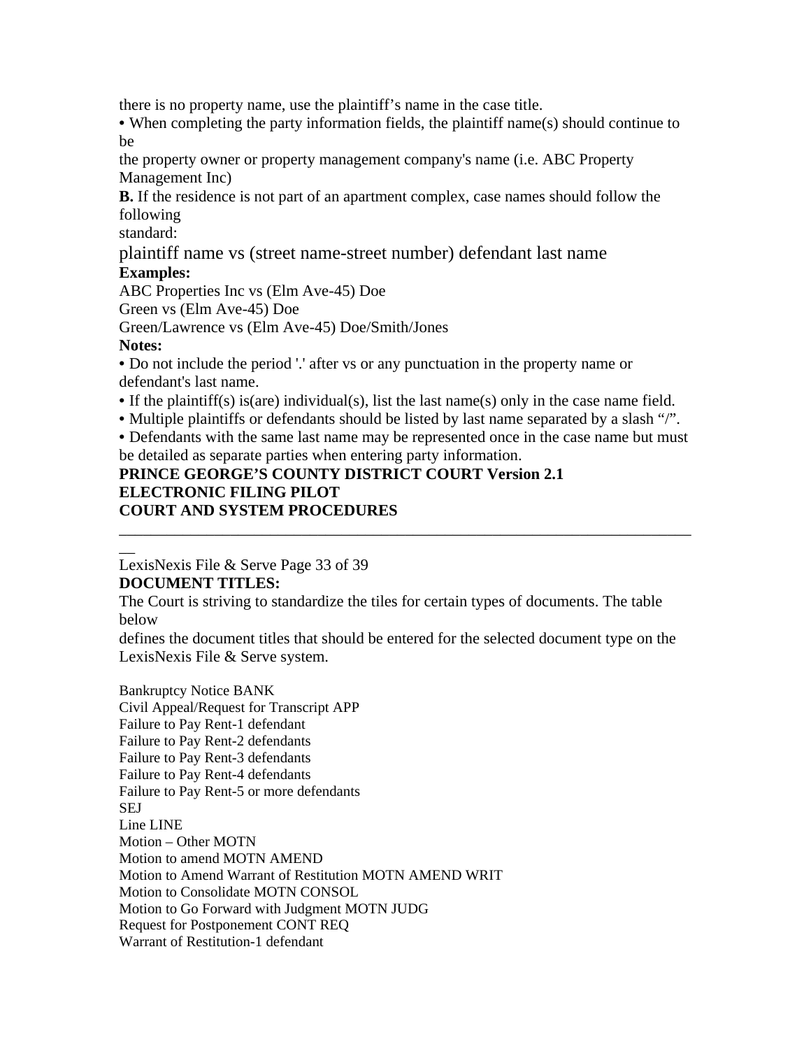there is no property name, use the plaintiff's name in the case title.

- When completing the party information fields, the plaintiff name(s) should continue to be the property owner or property management company's name (i.e. ABC Property Management Inc)

**B.** If the residence is not part of an apartment complex, case names should follow the following standard:

plaintiff name vs (street name-street number) defendant last name

**Examples:**

ABC Properties Inc vs (Elm Ave-45) Doe
Green vs (Elm Ave-45) Doe
Green/Lawrence vs (Elm Ave-45) Doe/Smith/Jones

**Notes:**

- Do not include the period '.' after vs or any punctuation in the property name or defendant's last name.
- If the plaintiff(s) is(are) individual(s), list the last name(s) only in the case name field.
- Multiple plaintiffs or defendants should be listed by last name separated by a slash "/".
- Defendants with the same last name may be represented once in the case name but must be detailed as separate parties when entering party information.

**DOCUMENT TITLES:**

The Court is striving to standardize the tiles for certain types of documents. The table below defines the document titles that should be entered for the selected document type on the LexisNexis File & Serve system.

Bankruptcy Notice BANK
Civil Appeal/Request for Transcript APP
Failure to Pay Rent-1 defendant
Failure to Pay Rent-2 defendants
Failure to Pay Rent-3 defendants
Failure to Pay Rent-4 defendants
Failure to Pay Rent-5 or more defendants
SEJ
Line LINE
Motion – Other MOTN
Motion to amend MOTN AMEND
Motion to Amend Warrant of Restitution MOTN AMEND WRIT
Motion to Consolidate MOTN CONSOL
Motion to Go Forward with Judgment MOTN JUDG
Request for Postponement CONT REQ
Warrant of Restitution-1 defendant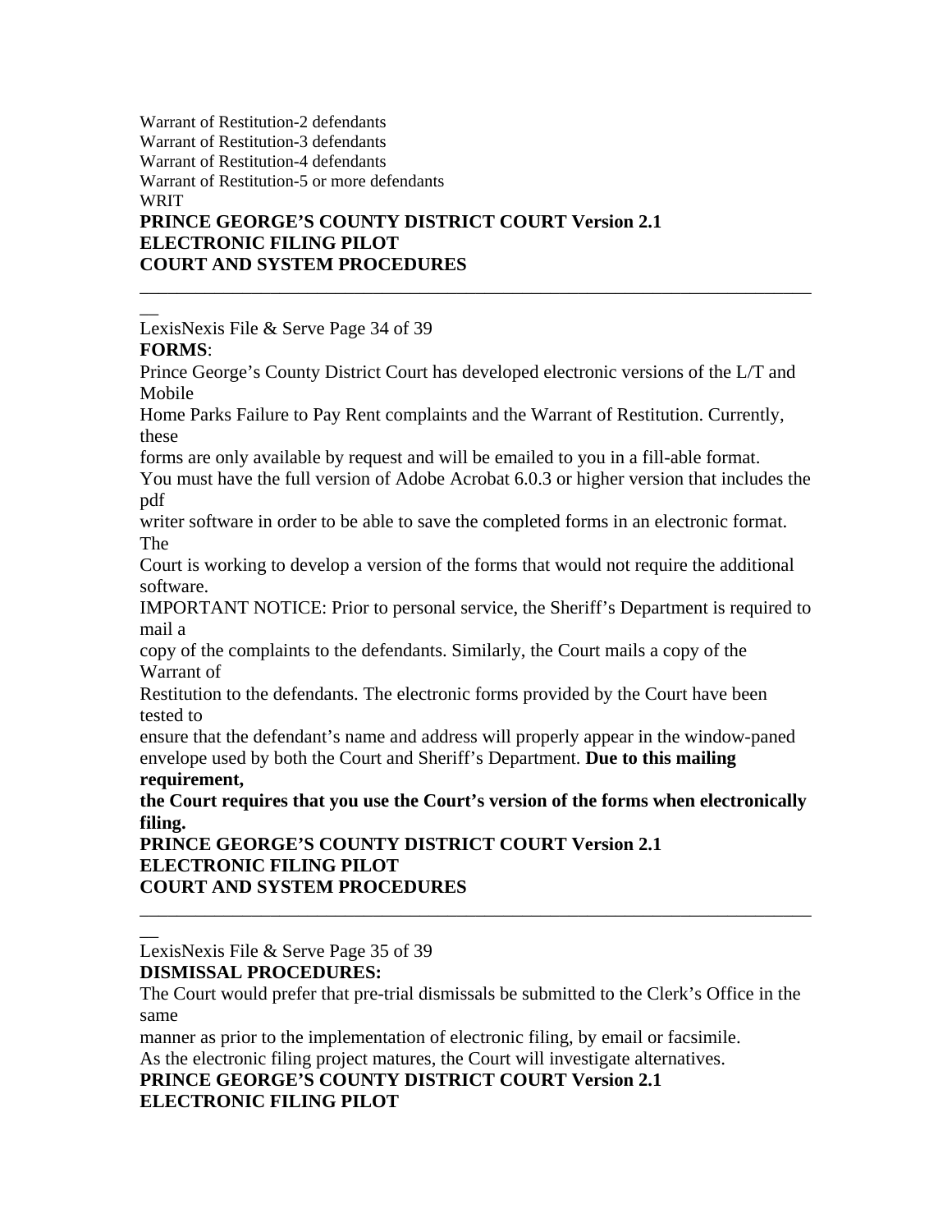Warrant of Restitution-2 defendants
Warrant of Restitution-3 defendants
Warrant of Restitution-4 defendants
Warrant of Restitution-5 or more defendants
WRIT

**FORMS**:

Prince George's County District Court has developed electronic versions of the L/T and Mobile Home Parks Failure to Pay Rent complaints and the Warrant of Restitution. Currently, these forms are only available by request and will be emailed to you in a fill-able format. You must have the full version of Adobe Acrobat 6.0.3 or higher version that includes the pdf writer software in order to be able to save the completed forms in an electronic format. The Court is working to develop a version of the forms that would not require the additional software.

IMPORTANT NOTICE: Prior to personal service, the Sheriff's Department is required to mail a copy of the complaints to the defendants. Similarly, the Court mails a copy of the Warrant of Restitution to the defendants. The electronic forms provided by the Court have been tested to ensure that the defendant's name and address will properly appear in the window-paned envelope used by both the Court and Sheriff's Department. **Due to this mailing requirement, the Court requires that you use the Court's version of the forms when electronically filing.**

**DISMISSAL PROCEDURES:**

The Court would prefer that pre-trial dismissals be submitted to the Clerk's Office in the same manner as prior to the implementation of electronic filing, by email or facsimile. As the electronic filing project matures, the Court will investigate alternatives.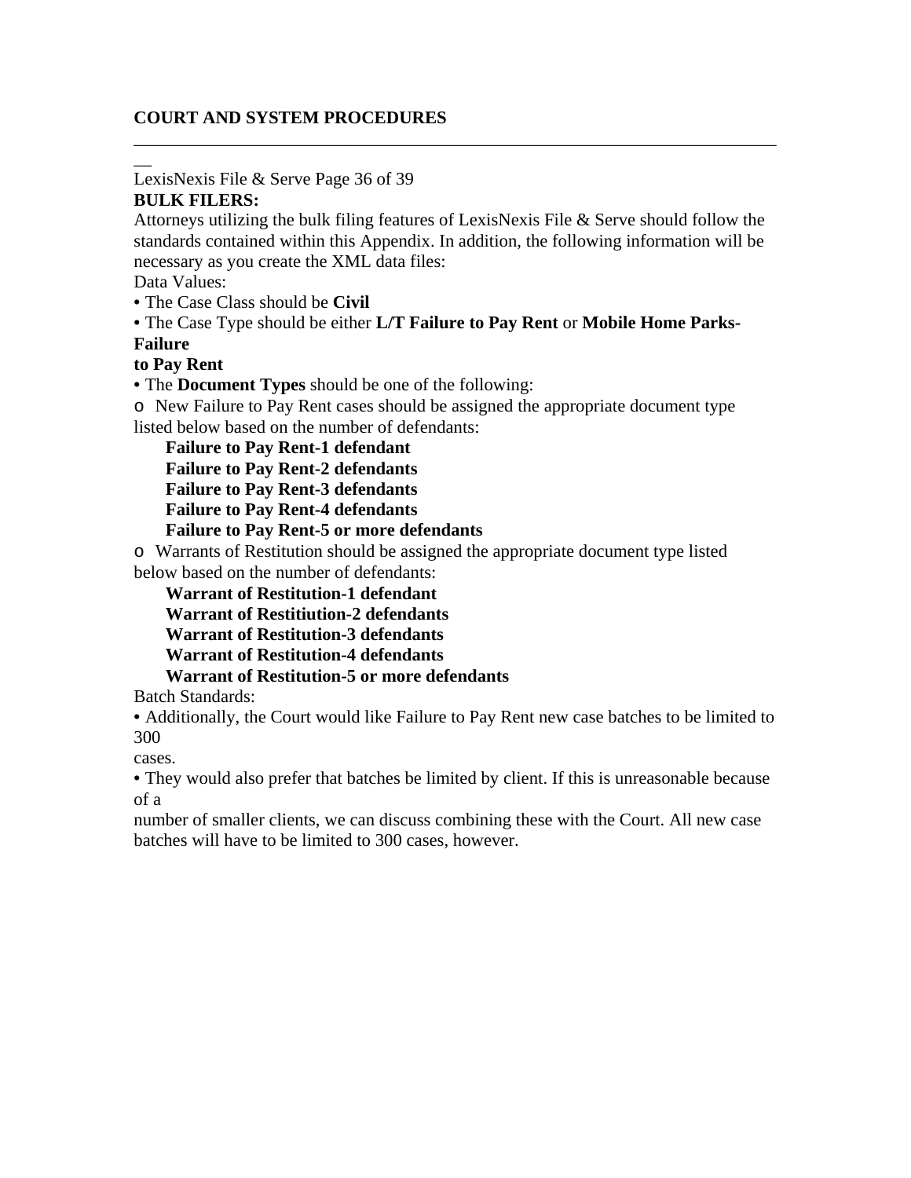**BULK FILERS:**

Attorneys utilizing the bulk filing features of LexisNexis File & Serve should follow the standards contained within this Appendix. In addition, the following information will be necessary as you create the XML data files:

Data Values:

- The Case Class should be **Civil**
- The Case Type should be either **L/T Failure to Pay Rent** or **Mobile Home Parks-Failure to Pay Rent**
- The **Document Types** should be one of the following:
  - New Failure to Pay Rent cases should be assigned the appropriate document type listed below based on the number of defendants:
    - **Failure to Pay Rent-1 defendant**
    - **Failure to Pay Rent-2 defendants**
    - **Failure to Pay Rent-3 defendants**
    - **Failure to Pay Rent-4 defendants**
    - **Failure to Pay Rent-5 or more defendants**
  - Warrants of Restitution should be assigned the appropriate document type listed below based on the number of defendants:
    - **Warrant of Restitution-1 defendant**
    - **Warrant of Restitiution-2 defendants**
    - **Warrant of Restitution-3 defendants**
    - **Warrant of Restitution-4 defendants**
    - **Warrant of Restitution-5 or more defendants**

Batch Standards:

- Additionally, the Court would like Failure to Pay Rent new case batches to be limited to 300 cases.
- They would also prefer that batches be limited by client. If this is unreasonable because of a number of smaller clients, we can discuss combining these with the Court. All new case batches will have to be limited to 300 cases, however.